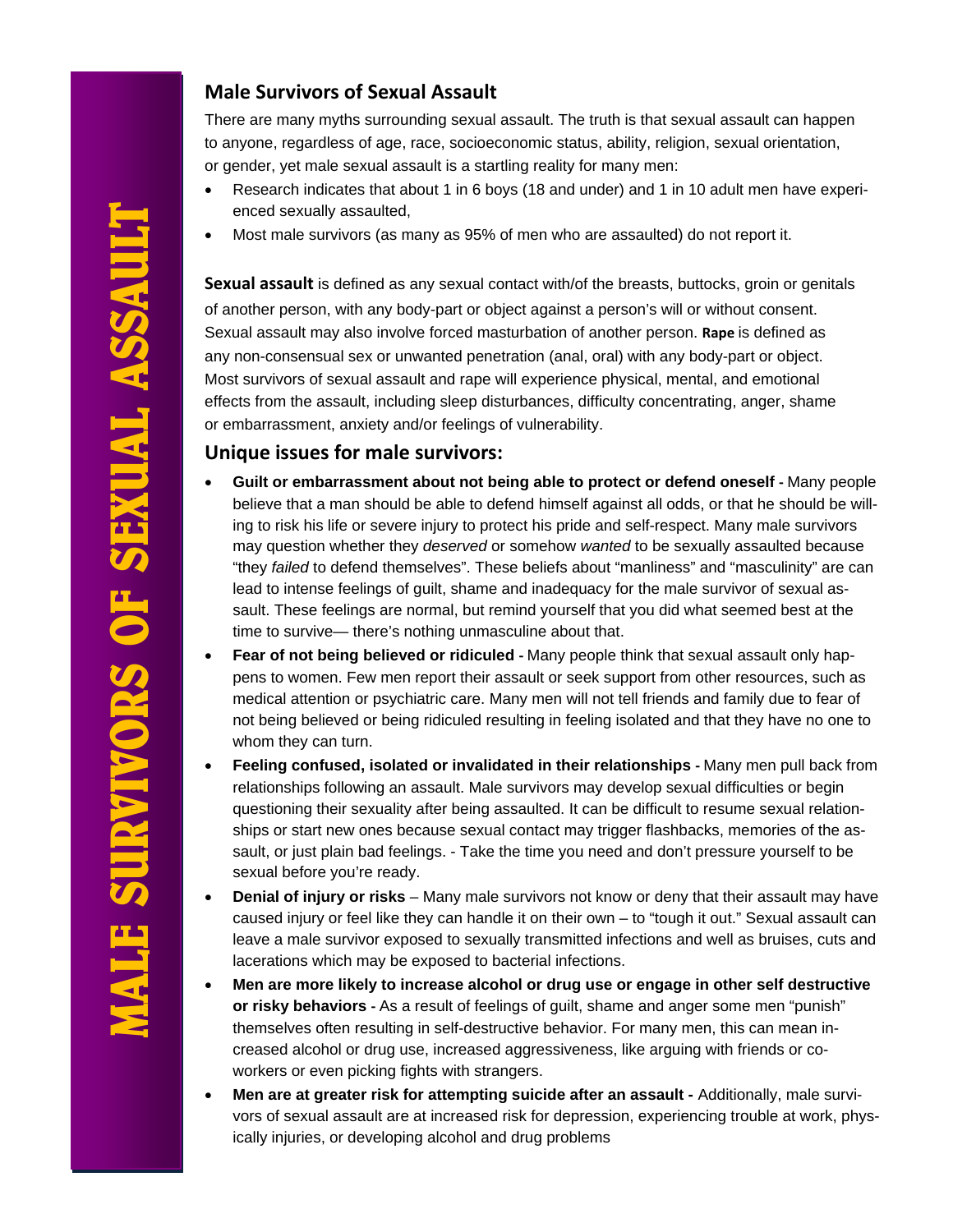# MALE SURVIVORS OF SEXUAL ASSAULT

## Male Survivors of Sexual Assault

There are many myths surrounding sexual assault. The truth is that sexual assault can happen to anyone, regardless of age, race, socioeconomic status, ability, religion, sexual orientation, or gender, yet male sexual assault is a startling reality for many men:

- Research indicates that about 1 in 6 boys (18 and under) and 1 in 10 adult men have experienced sexually assaulted,
- Most male survivors (as many as 95% of men who are assaulted) do not report it.

**Sexual assault** is defined as any sexual contact with/of the breasts, buttocks, groin or genitals of another person, with any body-part or object against a person's will or without consent. Sexual assault may also involve forced masturbation of another person. **Rape** is defined as any non-consensual sex or unwanted penetration (anal, oral) with any body-part or object. Most survivors of sexual assault and rape will experience physical, mental, and emotional effects from the assault, including sleep disturbances, difficulty concentrating, anger, shame or embarrassment, anxiety and/or feelings of vulnerability.

## Unique issues for male survivors:

- **Guilt or embarrassment about not being able to protect or defend oneself -** Many people believe that a man should be able to defend himself against all odds, or that he should be willing to risk his life or severe injury to protect his pride and self-respect. Many male survivors may question whether they *deserved* or somehow *wanted* to be sexually assaulted because "they *failed* to defend themselves". These beliefs about "manliness" and "masculinity" are can lead to intense feelings of guilt, shame and inadequacy for the male survivor of sexual assault. These feelings are normal, but remind yourself that you did what seemed best at the time to survive— there's nothing unmasculine about that.
- **Fear of not being believed or ridiculed -** Many people think that sexual assault only happens to women. Few men report their assault or seek support from other resources, such as medical attention or psychiatric care. Many men will not tell friends and family due to fear of not being believed or being ridiculed resulting in feeling isolated and that they have no one to whom they can turn.
- **Feeling confused, isolated or invalidated in their relationships -** Many men pull back from relationships following an assault. Male survivors may develop sexual difficulties or begin questioning their sexuality after being assaulted. It can be difficult to resume sexual relationships or start new ones because sexual contact may trigger flashbacks, memories of the assault, or just plain bad feelings. - Take the time you need and don't pressure yourself to be sexual before you're ready.
- **Denial of injury or risks** – Many male survivors not know or deny that their assault may have caused injury or feel like they can handle it on their own – to "tough it out." Sexual assault can leave a male survivor exposed to sexually transmitted infections and well as bruises, cuts and lacerations which may be exposed to bacterial infections.
- **Men are more likely to increase alcohol or drug use or engage in other self destructive or risky behaviors -** As a result of feelings of guilt, shame and anger some men "punish" themselves often resulting in self-destructive behavior. For many men, this can mean increased alcohol or drug use, increased aggressiveness, like arguing with friends or coworkers or even picking fights with strangers.
- **Men are at greater risk for attempting suicide after an assault -** Additionally, male survivors of sexual assault are at increased risk for depression, experiencing trouble at work, physically injuries, or developing alcohol and drug problems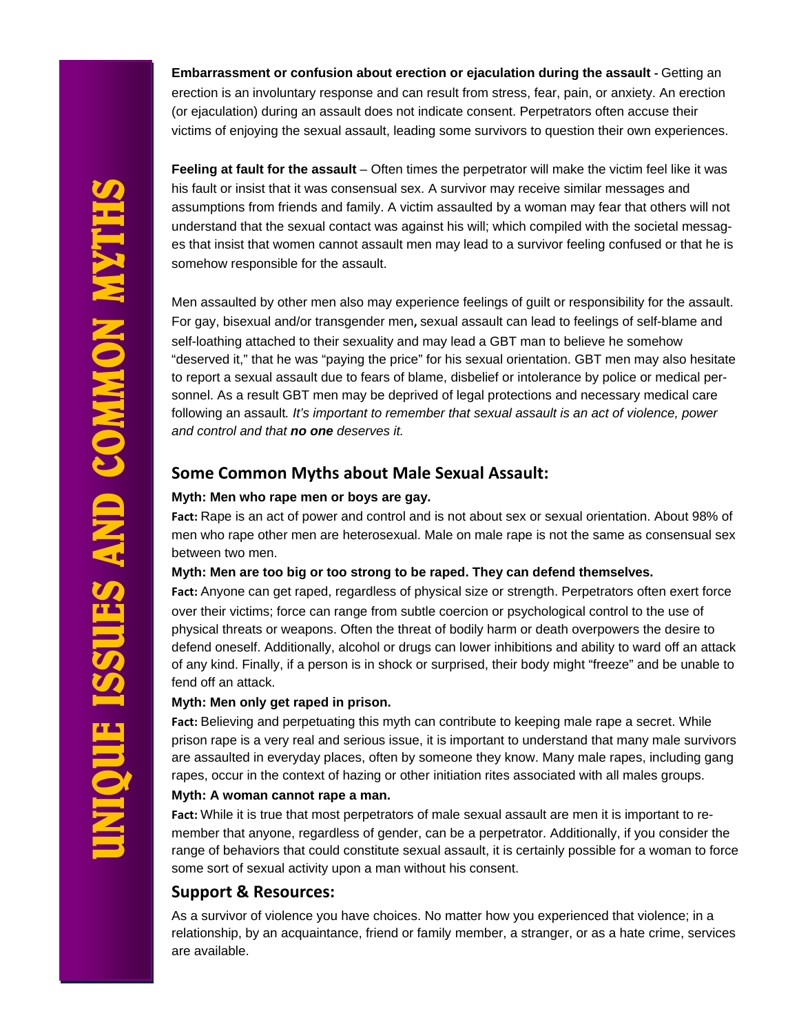# UNIQUE ISSUES AND COMMON MYTHS

**Embarrassment or confusion about erection or ejaculation during the assault -** Getting an erection is an involuntary response and can result from stress, fear, pain, or anxiety. An erection (or ejaculation) during an assault does not indicate consent. Perpetrators often accuse their victims of enjoying the sexual assault, leading some survivors to question their own experiences.

**Feeling at fault for the assault** – Often times the perpetrator will make the victim feel like it was his fault or insist that it was consensual sex. A survivor may receive similar messages and assumptions from friends and family. A victim assaulted by a woman may fear that others will not understand that the sexual contact was against his will; which compiled with the societal messages that insist that women cannot assault men may lead to a survivor feeling confused or that he is somehow responsible for the assault.

Men assaulted by other men also may experience feelings of guilt or responsibility for the assault. For gay, bisexual and/or transgender men***,*** sexual assault can lead to feelings of self-blame and self-loathing attached to their sexuality and may lead a GBT man to believe he somehow "deserved it," that he was "paying the price" for his sexual orientation. GBT men may also hesitate to report a sexual assault due to fears of blame, disbelief or intolerance by police or medical personnel. As a result GBT men may be deprived of legal protections and necessary medical care following an assault*. It's important to remember that sexual assault is an act of violence, power and control and that **no one** deserves it.*

## Some Common Myths about Male Sexual Assault:

**Myth: Men who rape men or boys are gay.**

**Fact:** Rape is an act of power and control and is not about sex or sexual orientation. About 98% of men who rape other men are heterosexual. Male on male rape is not the same as consensual sex between two men.

**Myth: Men are too big or too strong to be raped. They can defend themselves.**

**Fact:** Anyone can get raped, regardless of physical size or strength. Perpetrators often exert force over their victims; force can range from subtle coercion or psychological control to the use of physical threats or weapons. Often the threat of bodily harm or death overpowers the desire to defend oneself. Additionally, alcohol or drugs can lower inhibitions and ability to ward off an attack of any kind. Finally, if a person is in shock or surprised, their body might "freeze" and be unable to fend off an attack.

**Myth: Men only get raped in prison.**

**Fact:** Believing and perpetuating this myth can contribute to keeping male rape a secret. While prison rape is a very real and serious issue, it is important to understand that many male survivors are assaulted in everyday places, often by someone they know. Many male rapes, including gang rapes, occur in the context of hazing or other initiation rites associated with all males groups.

**Myth: A woman cannot rape a man.**

**Fact:** While it is true that most perpetrators of male sexual assault are men it is important to remember that anyone, regardless of gender, can be a perpetrator. Additionally, if you consider the range of behaviors that could constitute sexual assault, it is certainly possible for a woman to force some sort of sexual activity upon a man without his consent.

## Support & Resources:

As a survivor of violence you have choices. No matter how you experienced that violence; in a relationship, by an acquaintance, friend or family member, a stranger, or as a hate crime, services are available.